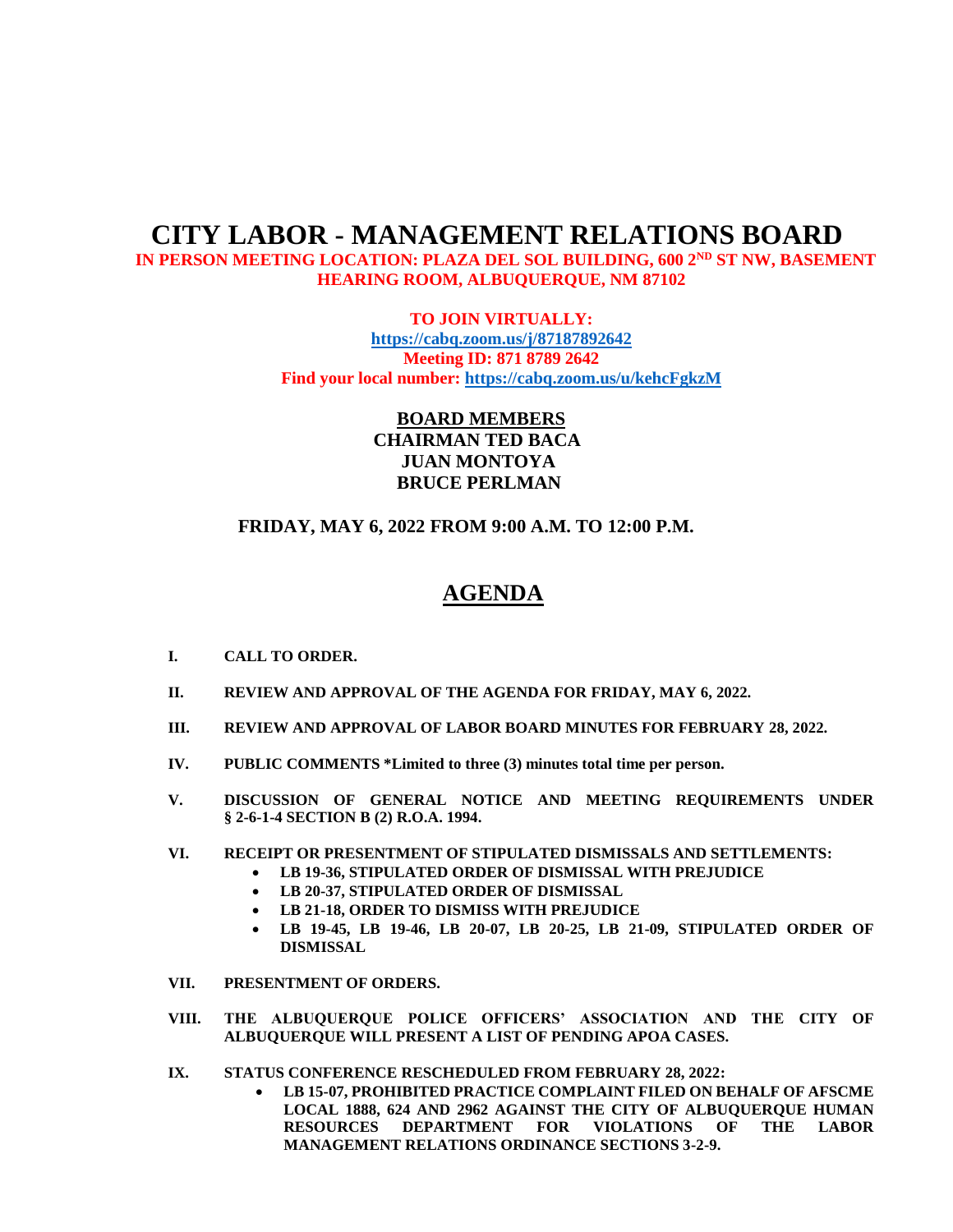# CITY LABOR - MANAGEMENT RELATIONS BOARD

**IN PERSON MEETING LOCATION: PLAZA DEL SOL BUILDING, 600 2ND ST NW, BASEMENT HEARING ROOM, ALBUQUERQUE, NM 87102**

**TO JOIN VIRTUALLY:**
**https://cabq.zoom.us/j/87187892642**
**Meeting ID: 871 8789 2642**
**Find your local number: https://cabq.zoom.us/u/kehcFgkzM**

**BOARD MEMBERS**
**CHAIRMAN TED BACA**
**JUAN MONTOYA**
**BRUCE PERLMAN**

**FRIDAY, MAY 6, 2022 FROM 9:00 A.M. TO 12:00 P.M.**

## AGENDA

**I. CALL TO ORDER.**

**II. REVIEW AND APPROVAL OF THE AGENDA FOR FRIDAY, MAY 6, 2022.**

**III. REVIEW AND APPROVAL OF LABOR BOARD MINUTES FOR FEBRUARY 28, 2022.**

**IV. PUBLIC COMMENTS *Limited to three (3) minutes total time per person.**

**V. DISCUSSION OF GENERAL NOTICE AND MEETING REQUIREMENTS UNDER § 2-6-1-4 SECTION B (2) R.O.A. 1994.**

**VI. RECEIPT OR PRESENTMENT OF STIPULATED DISMISSALS AND SETTLEMENTS:**
- **LB 19-36, STIPULATED ORDER OF DISMISSAL WITH PREJUDICE**
- **LB 20-37, STIPULATED ORDER OF DISMISSAL**
- **LB 21-18, ORDER TO DISMISS WITH PREJUDICE**
- **LB 19-45, LB 19-46, LB 20-07, LB 20-25, LB 21-09, STIPULATED ORDER OF DISMISSAL**

**VII. PRESENTMENT OF ORDERS.**

**VIII. THE ALBUQUERQUE POLICE OFFICERS' ASSOCIATION AND THE CITY OF ALBUQUERQUE WILL PRESENT A LIST OF PENDING APOA CASES.**

**IX. STATUS CONFERENCE RESCHEDULED FROM FEBRUARY 28, 2022:**
- **LB 15-07, PROHIBITED PRACTICE COMPLAINT FILED ON BEHALF OF AFSCME LOCAL 1888, 624 AND 2962 AGAINST THE CITY OF ALBUQUERQUE HUMAN RESOURCES DEPARTMENT FOR VIOLATIONS OF THE LABOR MANAGEMENT RELATIONS ORDINANCE SECTIONS 3-2-9.**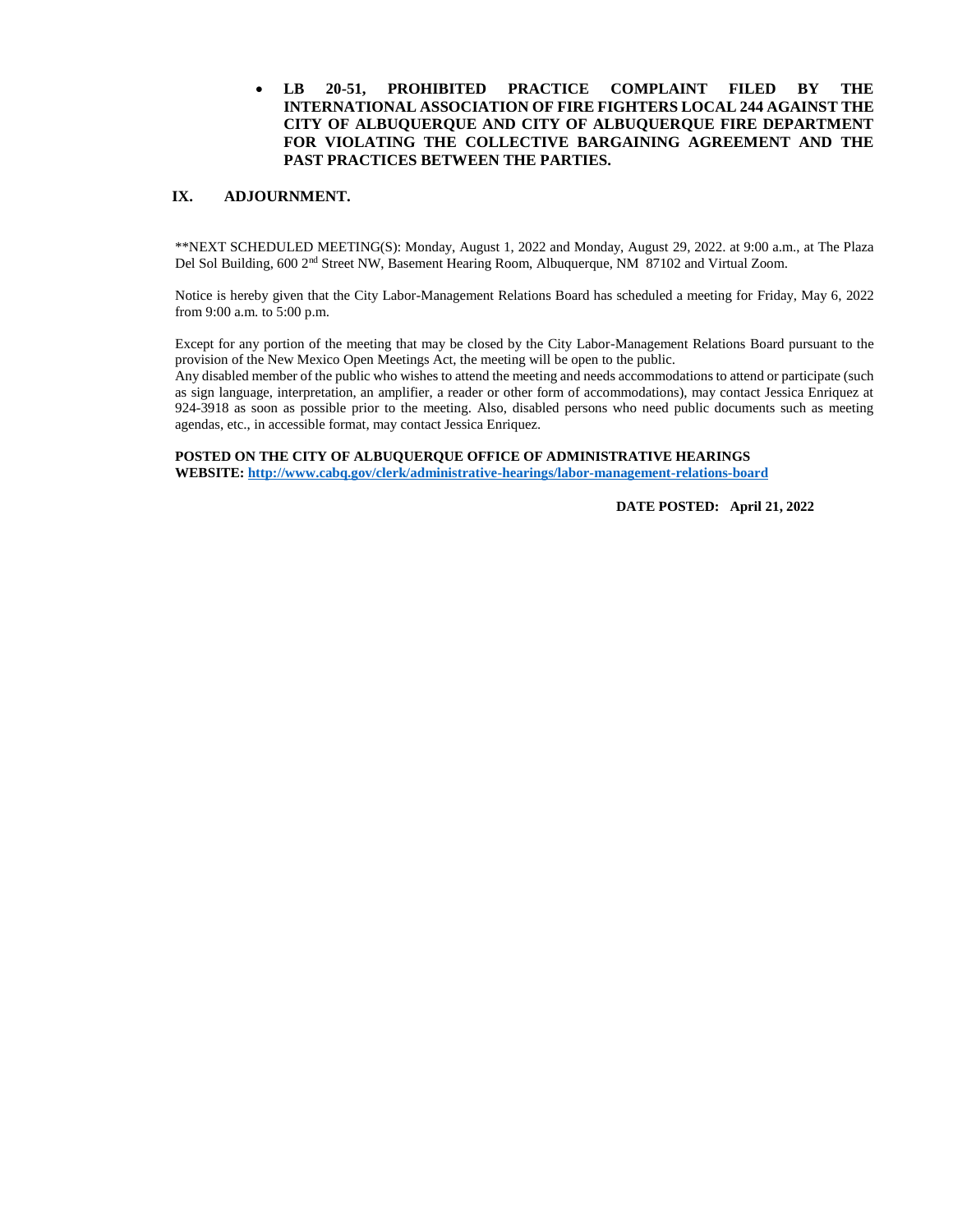- **LB 20-51, PROHIBITED PRACTICE COMPLAINT FILED BY THE INTERNATIONAL ASSOCIATION OF FIRE FIGHTERS LOCAL 244 AGAINST THE CITY OF ALBUQUERQUE AND CITY OF ALBUQUERQUE FIRE DEPARTMENT FOR VIOLATING THE COLLECTIVE BARGAINING AGREEMENT AND THE PAST PRACTICES BETWEEN THE PARTIES.**

## IX. ADJOURNMENT.

**NEXT SCHEDULED MEETING(S): Monday, August 1, 2022 and Monday, August 29, 2022. at 9:00 a.m., at The Plaza Del Sol Building, 600 2nd Street NW, Basement Hearing Room, Albuquerque, NM 87102 and Virtual Zoom.

Notice is hereby given that the City Labor-Management Relations Board has scheduled a meeting for Friday, May 6, 2022 from 9:00 a.m. to 5:00 p.m.

Except for any portion of the meeting that may be closed by the City Labor-Management Relations Board pursuant to the provision of the New Mexico Open Meetings Act, the meeting will be open to the public.
Any disabled member of the public who wishes to attend the meeting and needs accommodations to attend or participate (such as sign language, interpretation, an amplifier, a reader or other form of accommodations), may contact Jessica Enriquez at 924-3918 as soon as possible prior to the meeting. Also, disabled persons who need public documents such as meeting agendas, etc., in accessible format, may contact Jessica Enriquez.

**POSTED ON THE CITY OF ALBUQUERQUE OFFICE OF ADMINISTRATIVE HEARINGS WEBSITE: http://www.cabq.gov/clerk/administrative-hearings/labor-management-relations-board**

**DATE POSTED: April 21, 2022**